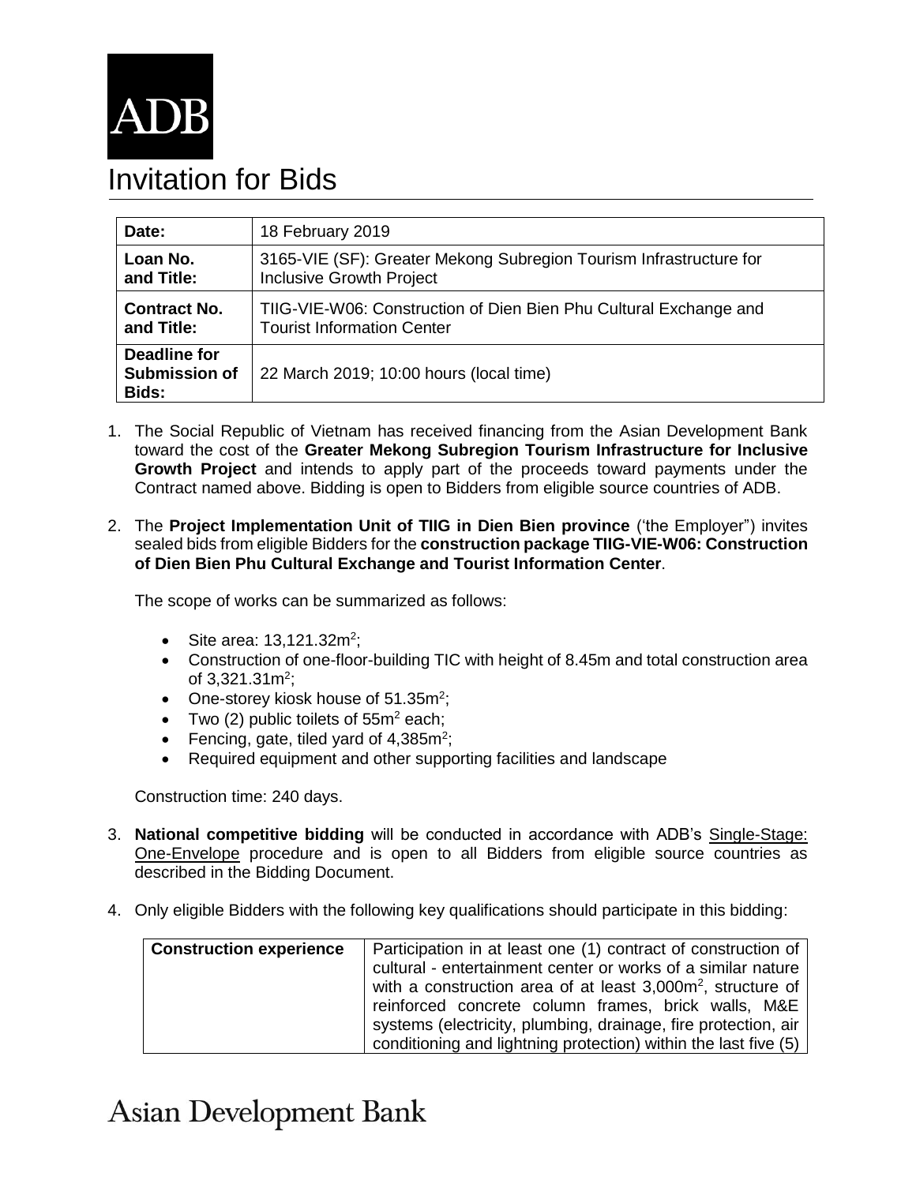ADB

# Invitation for Bids

| | |
|---|---|
| **Date:** | 18 February 2019 |
| **Loan No. and Title:** | 3165-VIE (SF): Greater Mekong Subregion Tourism Infrastructure for Inclusive Growth Project |
| **Contract No. and Title:** | TIIG-VIE-W06: Construction of Dien Bien Phu Cultural Exchange and Tourist Information Center |
| **Deadline for Submission of Bids:** | 22 March 2019; 10:00 hours (local time) |

1. The Social Republic of Vietnam has received financing from the Asian Development Bank toward the cost of the **Greater Mekong Subregion Tourism Infrastructure for Inclusive Growth Project** and intends to apply part of the proceeds toward payments under the Contract named above. Bidding is open to Bidders from eligible source countries of ADB.

2. The **Project Implementation Unit of TIIG in Dien Bien province** ('the Employer") invites sealed bids from eligible Bidders for the **construction package TIIG-VIE-W06: Construction of Dien Bien Phu Cultural Exchange and Tourist Information Center**.

   The scope of works can be summarized as follows:

   - Site area: 13,121.32m$^2$;
   - Construction of one-floor-building TIC with height of 8.45m and total construction area of 3,321.31m$^2$;
   - One-storey kiosk house of 51.35m$^2$;
   - Two (2) public toilets of 55m$^2$ each;
   - Fencing, gate, tiled yard of 4,385m$^2$;
   - Required equipment and other supporting facilities and landscape

   Construction time: 240 days.

3. **National competitive bidding** will be conducted in accordance with ADB's Single-Stage: One-Envelope procedure and is open to all Bidders from eligible source countries as described in the Bidding Document.

4. Only eligible Bidders with the following key qualifications should participate in this bidding:

| | |
|---|---|
| **Construction experience** | Participation in at least one (1) contract of construction of cultural - entertainment center or works of a similar nature with a construction area of at least 3,000m$^2$, structure of reinforced concrete column frames, brick walls, M&E systems (electricity, plumbing, drainage, fire protection, air conditioning and lightning protection) within the last five (5) |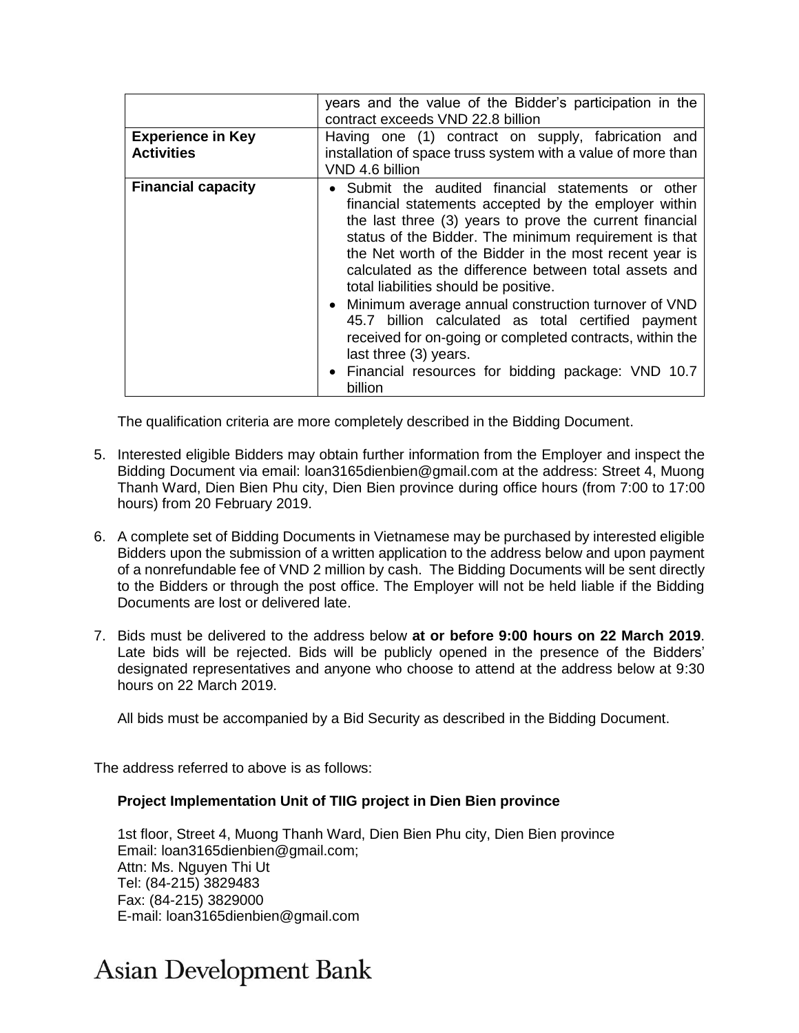| | |
|---|---|
| | years and the value of the Bidder's participation in the contract exceeds VND 22.8 billion |
| **Experience in Key Activities** | Having one (1) contract on supply, fabrication and installation of space truss system with a value of more than VND 4.6 billion |
| **Financial capacity** | • Submit the audited financial statements or other financial statements accepted by the employer within the last three (3) years to prove the current financial status of the Bidder. The minimum requirement is that the Net worth of the Bidder in the most recent year is calculated as the difference between total assets and total liabilities should be positive.<br>• Minimum average annual construction turnover of VND 45.7 billion calculated as total certified payment received for on-going or completed contracts, within the last three (3) years.<br>• Financial resources for bidding package: VND 10.7 billion |

The qualification criteria are more completely described in the Bidding Document.

5. Interested eligible Bidders may obtain further information from the Employer and inspect the Bidding Document via email: loan3165dienbien@gmail.com at the address: Street 4, Muong Thanh Ward, Dien Bien Phu city, Dien Bien province during office hours (from 7:00 to 17:00 hours) from 20 February 2019.

6. A complete set of Bidding Documents in Vietnamese may be purchased by interested eligible Bidders upon the submission of a written application to the address below and upon payment of a nonrefundable fee of VND 2 million by cash. The Bidding Documents will be sent directly to the Bidders or through the post office. The Employer will not be held liable if the Bidding Documents are lost or delivered late.

7. Bids must be delivered to the address below **at or before 9:00 hours on 22 March 2019**. Late bids will be rejected. Bids will be publicly opened in the presence of the Bidders' designated representatives and anyone who choose to attend at the address below at 9:30 hours on 22 March 2019.

   All bids must be accompanied by a Bid Security as described in the Bidding Document.

The address referred to above is as follows:

**Project Implementation Unit of TIIG project in Dien Bien province**

1st floor, Street 4, Muong Thanh Ward, Dien Bien Phu city, Dien Bien province
Email: loan3165dienbien@gmail.com;
Attn: Ms. Nguyen Thi Ut
Tel: (84-215) 3829483
Fax: (84-215) 3829000
E-mail: loan3165dienbien@gmail.com

Asian Development Bank